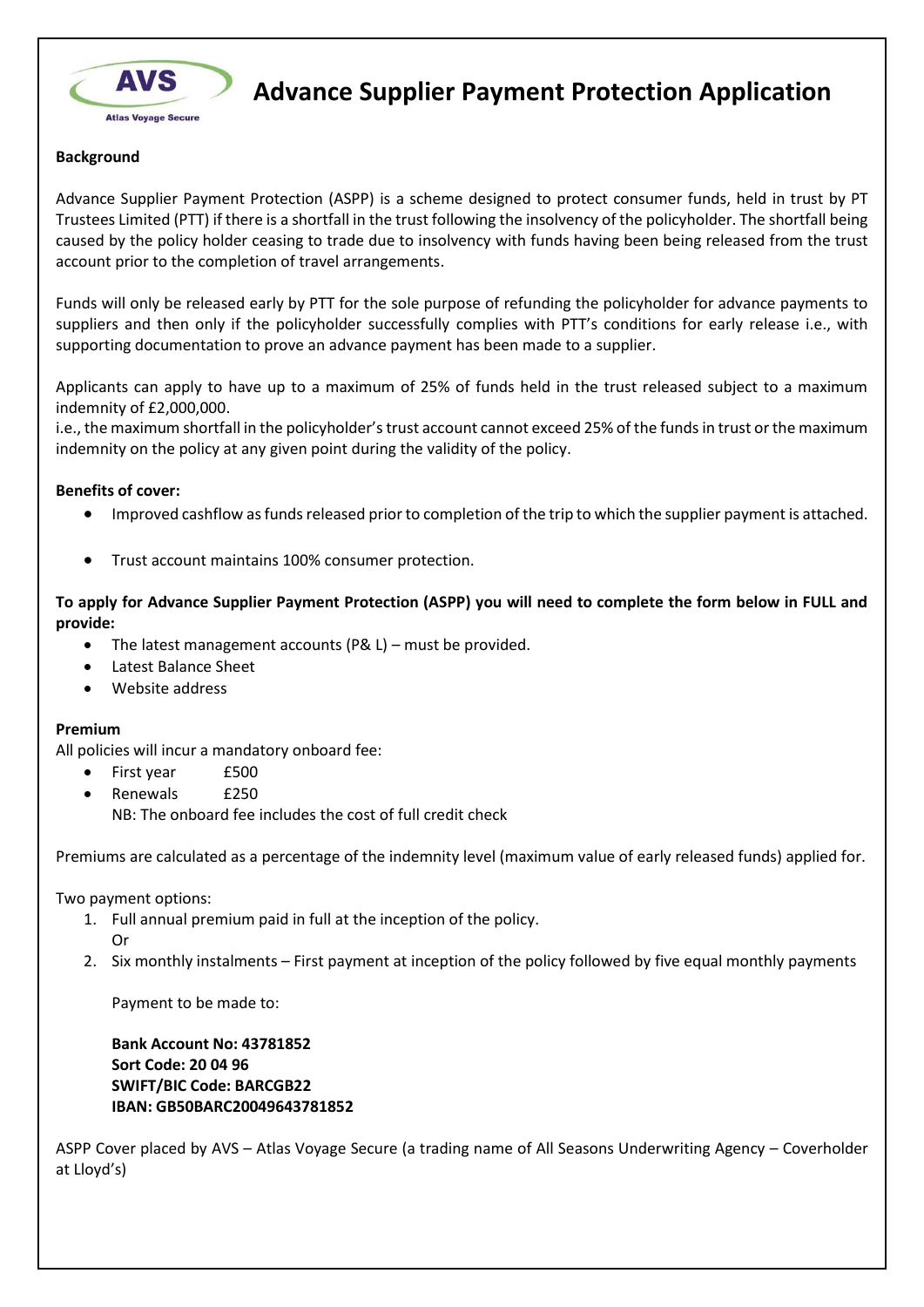# Advance Supplier Payment Protection Application

**Background**

Advance Supplier Payment Protection (ASPP) is a scheme designed to protect consumer funds, held in trust by PT Trustees Limited (PTT) if there is a shortfall in the trust following the insolvency of the policyholder. The shortfall being caused by the policy holder ceasing to trade due to insolvency with funds having been being released from the trust account prior to the completion of travel arrangements.

Funds will only be released early by PTT for the sole purpose of refunding the policyholder for advance payments to suppliers and then only if the policyholder successfully complies with PTT's conditions for early release i.e., with supporting documentation to prove an advance payment has been made to a supplier.

Applicants can apply to have up to a maximum of 25% of funds held in the trust released subject to a maximum indemnity of £2,000,000.
i.e., the maximum shortfall in the policyholder's trust account cannot exceed 25% of the funds in trust or the maximum indemnity on the policy at any given point during the validity of the policy.

**Benefits of cover:**

- Improved cashflow as funds released prior to completion of the trip to which the supplier payment is attached.
- Trust account maintains 100% consumer protection.

**To apply for Advance Supplier Payment Protection (ASPP) you will need to complete the form below in FULL and provide:**

- The latest management accounts (P& L) – must be provided.
- Latest Balance Sheet
- Website address

**Premium**

All policies will incur a mandatory onboard fee:

- First year £500
- Renewals £250

  NB: The onboard fee includes the cost of full credit check

Premiums are calculated as a percentage of the indemnity level (maximum value of early released funds) applied for.

Two payment options:

1. Full annual premium paid in full at the inception of the policy.
   Or
2. Six monthly instalments – First payment at inception of the policy followed by five equal monthly payments

   Payment to be made to:

   **Bank Account No: 43781852**
   **Sort Code: 20 04 96**
   **SWIFT/BIC Code: BARCGB22**
   **IBAN: GB50BARC20049643781852**

ASPP Cover placed by AVS – Atlas Voyage Secure (a trading name of All Seasons Underwriting Agency – Coverholder at Lloyd's)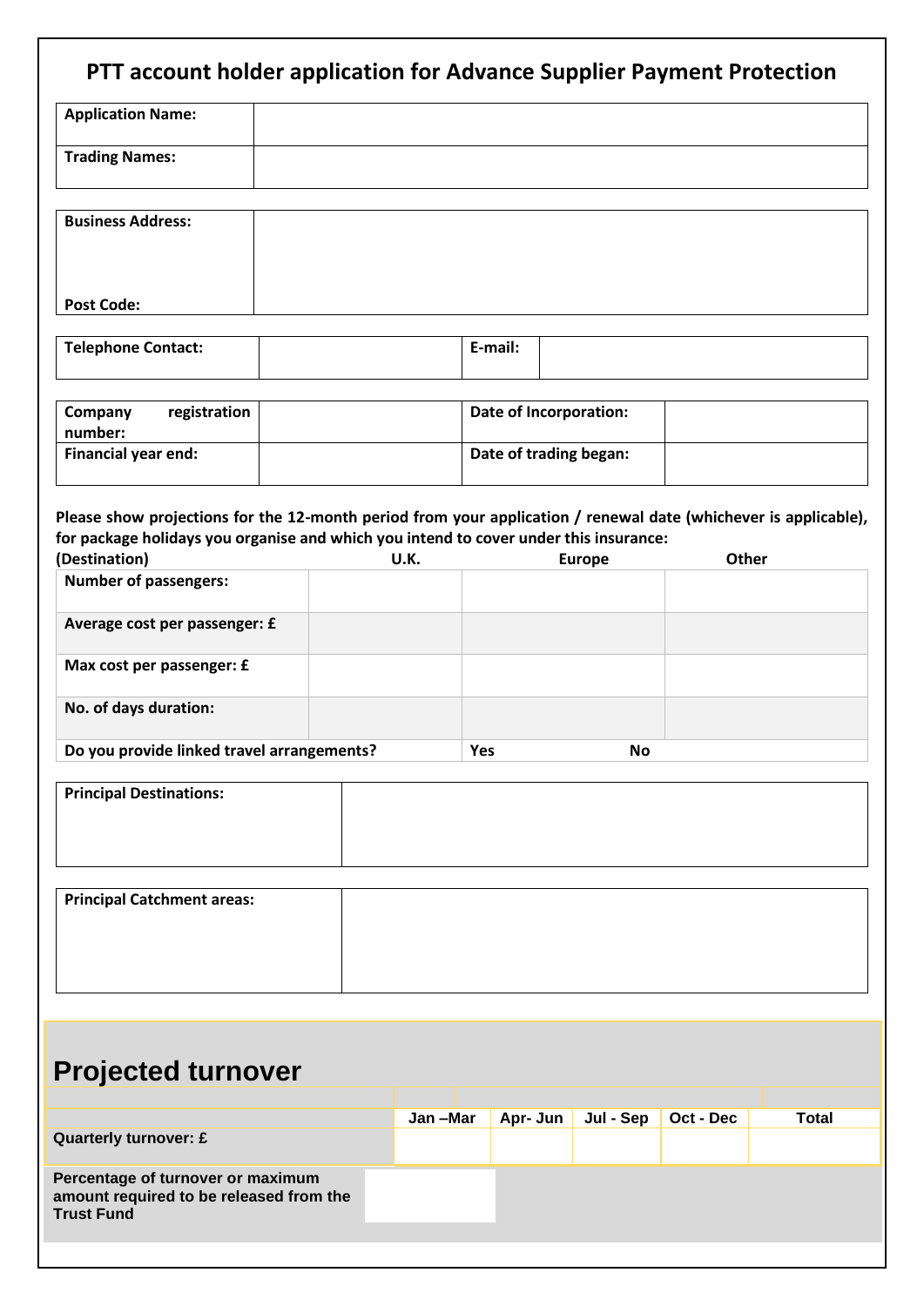# PTT account holder application for Advance Supplier Payment Protection

| **Application Name:** | |
|---|---|
| **Trading Names:** | |

| **Business Address:**<br><br>**Post Code:** | |
|---|---|

| **Telephone Contact:** | | **E-mail:** | |
|---|---|---|---|

| **Company registration number:** | | **Date of Incorporation:** | |
|---|---|---|---|
| **Financial year end:** | | **Date of trading began:** | |

**Please show projections for the 12-month period from your application / renewal date (whichever is applicable), for package holidays you organise and which you intend to cover under this insurance:**

| **(Destination)** | **U.K.** | **Europe** | **Other** |
|---|---|---|---|
| **Number of passengers:** | | | |
| **Average cost per passenger: £** | | | |
| **Max cost per passenger: £** | | | |
| **No. of days duration:** | | | |
| **Do you provide linked travel arrangements?** | | **Yes** **No** | |

| **Principal Destinations:** | |
|---|---|

| **Principal Catchment areas:** | |
|---|---|

## Projected turnover

| | **Jan –Mar** | **Apr- Jun** | **Jul - Sep** | **Oct - Dec** | **Total** |
|---|---|---|---|---|---|
| **Quarterly turnover: £** | | | | | |

| **Percentage of turnover or maximum amount required to be released from the Trust Fund** | |
|---|---|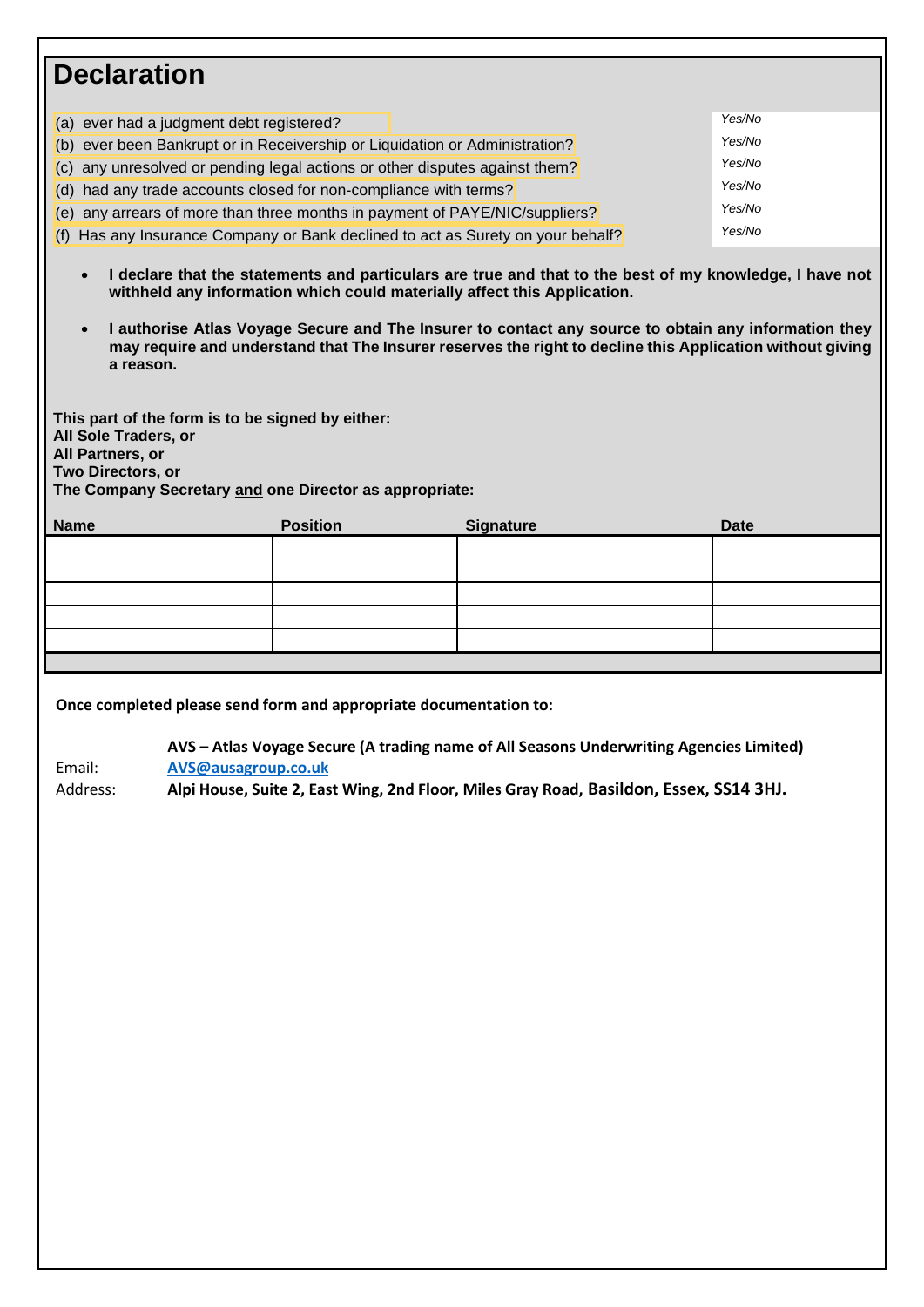# Declaration

| | |
|---|---|
| (a) ever had a judgment debt registered? | *Yes/No* |
| (b) ever been Bankrupt or in Receivership or Liquidation or Administration? | *Yes/No* |
| (c) any unresolved or pending legal actions or other disputes against them? | *Yes/No* |
| (d) had any trade accounts closed for non-compliance with terms? | *Yes/No* |
| (e) any arrears of more than three months in payment of PAYE/NIC/suppliers? | *Yes/No* |
| (f) Has any Insurance Company or Bank declined to act as Surety on your behalf? | *Yes/No* |

- **I declare that the statements and particulars are true and that to the best of my knowledge, I have not withheld any information which could materially affect this Application.**
- **I authorise Atlas Voyage Secure and The Insurer to contact any source to obtain any information they may require and understand that The Insurer reserves the right to decline this Application without giving a reason.**

**This part of the form is to be signed by either:**
**All Sole Traders, or**
**All Partners, or**
**Two Directors, or**
**The Company Secretary and one Director as appropriate:**

| Name | Position | Signature | Date |
|---|---|---|---|
| | | | |
| | | | |
| | | | |
| | | | |
| | | | |

**Once completed please send form and appropriate documentation to:**

**AVS – Atlas Voyage Secure (A trading name of All Seasons Underwriting Agencies Limited)**
Email: **AVS@ausagroup.co.uk**
Address: **Alpi House, Suite 2, East Wing, 2nd Floor, Miles Gray Road, Basildon, Essex, SS14 3HJ.**